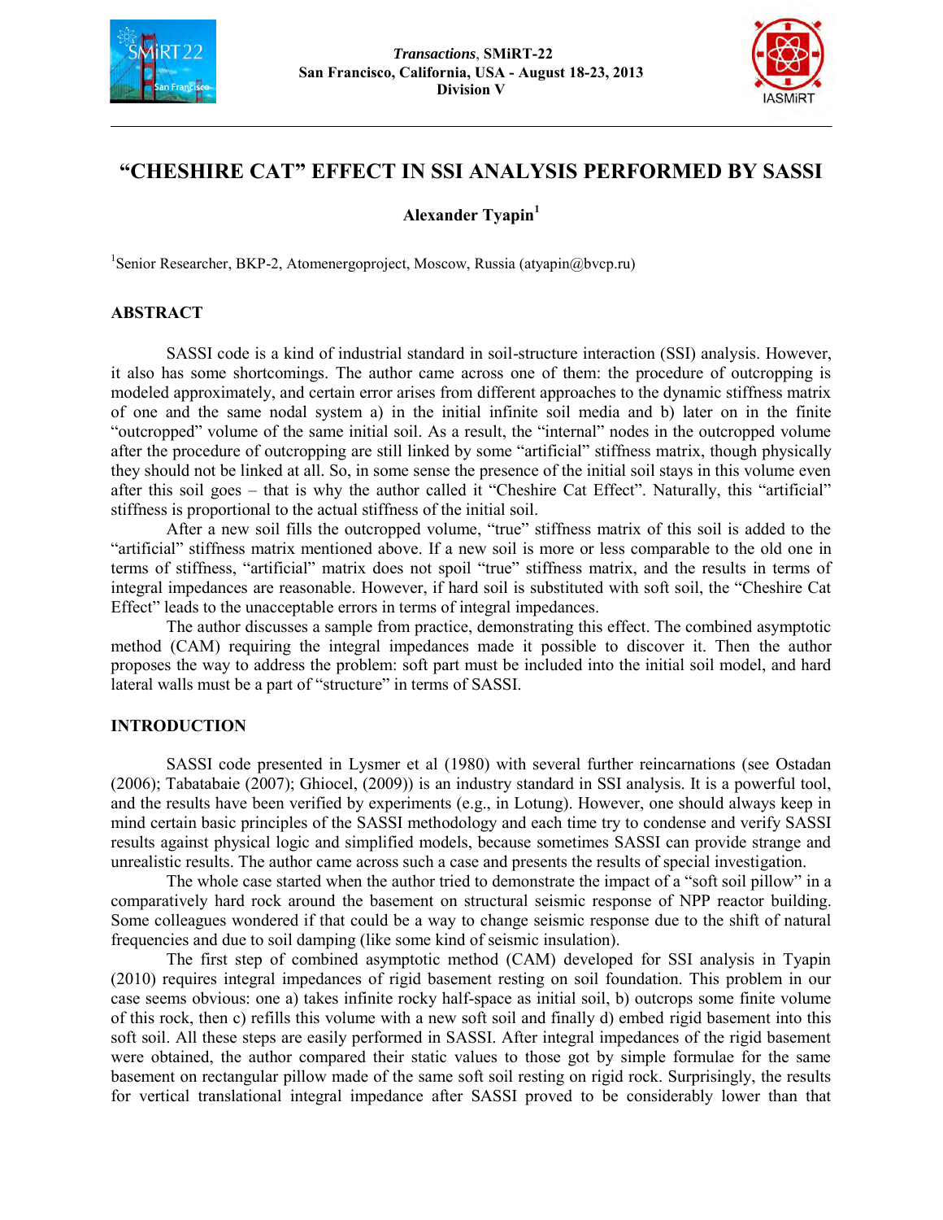# "CHESHIRE CAT" EFFECT IN SSI ANALYSIS PERFORMED BY SASSI

**Alexander Tyapin**[1]

[1]Senior Researcher, BKP-2, Atomenergoproject, Moscow, Russia (atyapin@bvcp.ru)

## ABSTRACT

SASSI code is a kind of industrial standard in soil-structure interaction (SSI) analysis. However, it also has some shortcomings. The author came across one of them: the procedure of outcropping is modeled approximately, and certain error arises from different approaches to the dynamic stiffness matrix of one and the same nodal system a) in the initial infinite soil media and b) later on in the finite "outcropped" volume of the same initial soil. As a result, the "internal" nodes in the outcropped volume after the procedure of outcropping are still linked by some "artificial" stiffness matrix, though physically they should not be linked at all. So, in some sense the presence of the initial soil stays in this volume even after this soil goes – that is why the author called it "Cheshire Cat Effect". Naturally, this "artificial" stiffness is proportional to the actual stiffness of the initial soil.

After a new soil fills the outcropped volume, "true" stiffness matrix of this soil is added to the "artificial" stiffness matrix mentioned above. If a new soil is more or less comparable to the old one in terms of stiffness, "artificial" matrix does not spoil "true" stiffness matrix, and the results in terms of integral impedances are reasonable. However, if hard soil is substituted with soft soil, the "Cheshire Cat Effect" leads to the unacceptable errors in terms of integral impedances.

The author discusses a sample from practice, demonstrating this effect. The combined asymptotic method (CAM) requiring the integral impedances made it possible to discover it. Then the author proposes the way to address the problem: soft part must be included into the initial soil model, and hard lateral walls must be a part of "structure" in terms of SASSI.

## INTRODUCTION

SASSI code presented in Lysmer et al (1980) with several further reincarnations (see Ostadan (2006); Tabatabaie (2007); Ghiocel, (2009)) is an industry standard in SSI analysis. It is a powerful tool, and the results have been verified by experiments (e.g., in Lotung). However, one should always keep in mind certain basic principles of the SASSI methodology and each time try to condense and verify SASSI results against physical logic and simplified models, because sometimes SASSI can provide strange and unrealistic results. The author came across such a case and presents the results of special investigation.

The whole case started when the author tried to demonstrate the impact of a "soft soil pillow" in a comparatively hard rock around the basement on structural seismic response of NPP reactor building. Some colleagues wondered if that could be a way to change seismic response due to the shift of natural frequencies and due to soil damping (like some kind of seismic insulation).

The first step of combined asymptotic method (CAM) developed for SSI analysis in Tyapin (2010) requires integral impedances of rigid basement resting on soil foundation. This problem in our case seems obvious: one a) takes infinite rocky half-space as initial soil, b) outcrops some finite volume of this rock, then c) refills this volume with a new soft soil and finally d) embed rigid basement into this soft soil. All these steps are easily performed in SASSI. After integral impedances of the rigid basement were obtained, the author compared their static values to those got by simple formulae for the same basement on rectangular pillow made of the same soft soil resting on rigid rock. Surprisingly, the results for vertical translational integral impedance after SASSI proved to be considerably lower than that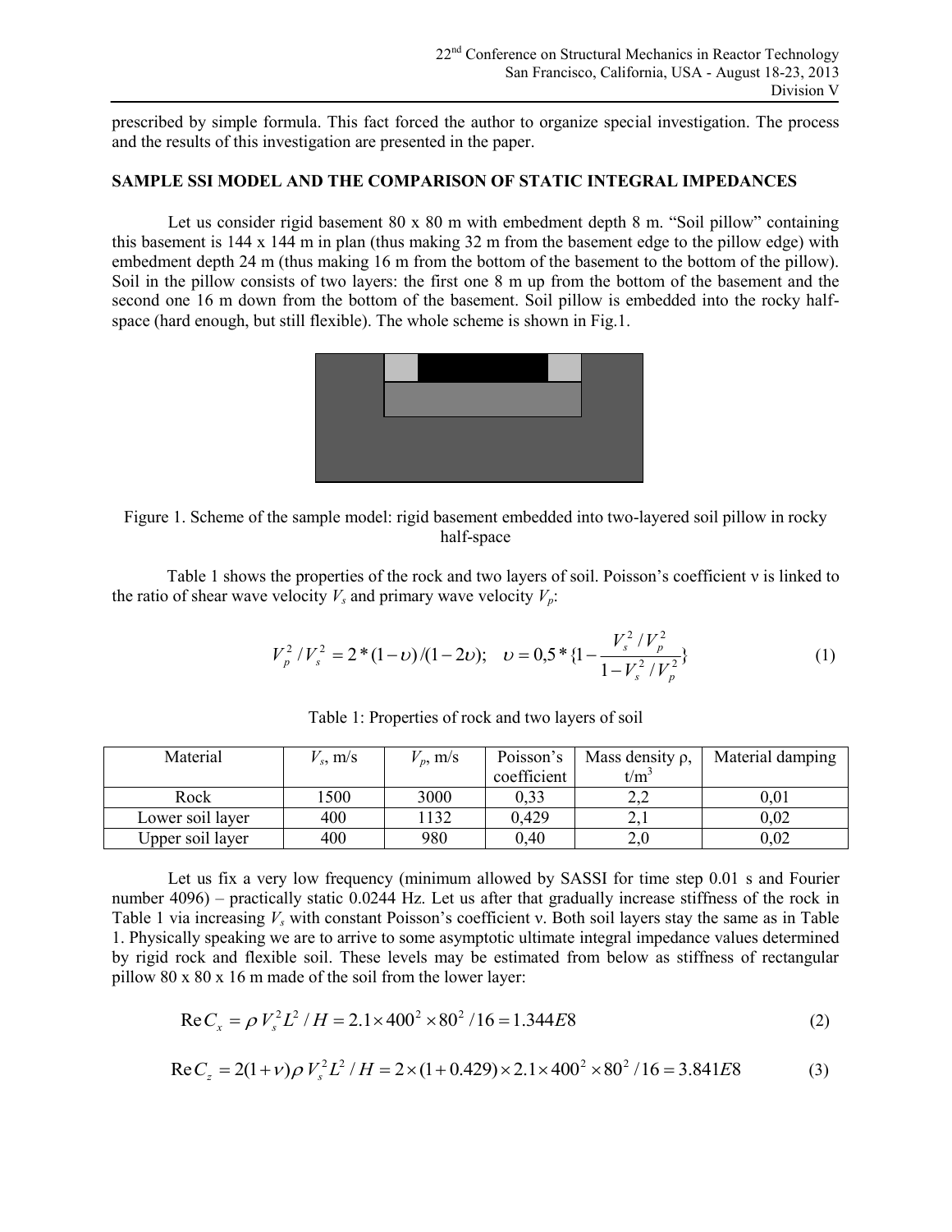prescribed by simple formula. This fact forced the author to organize special investigation. The process and the results of this investigation are presented in the paper.

## SAMPLE SSI MODEL AND THE COMPARISON OF STATIC INTEGRAL IMPEDANCES

Let us consider rigid basement 80 x 80 m with embedment depth 8 m. "Soil pillow" containing this basement is 144 x 144 m in plan (thus making 32 m from the basement edge to the pillow edge) with embedment depth 24 m (thus making 16 m from the bottom of the basement to the bottom of the pillow). Soil in the pillow consists of two layers: the first one 8 m up from the bottom of the basement and the second one 16 m down from the bottom of the basement. Soil pillow is embedded into the rocky half-space (hard enough, but still flexible). The whole scheme is shown in Fig.1.

Figure 1. Scheme of the sample model: rigid basement embedded into two-layered soil pillow in rocky half-space

Table 1 shows the properties of the rock and two layers of soil. Poisson's coefficient ν is linked to the ratio of shear wave velocity $V_s$ and primary wave velocity $V_p$:

$$V_p^2 / V_s^2 = 2*(1-\upsilon)/(1-2\upsilon); \quad \upsilon = 0{,}5*\{1 - \frac{V_s^2 / V_p^2}{1 - V_s^2 / V_p^2}\} \tag{1}$$

Table 1: Properties of rock and two layers of soil

| Material | $V_s$, m/s | $V_p$, m/s | Poisson's coefficient | Mass density ρ, t/m$^3$ | Material damping |
|---|---|---|---|---|---|
| Rock | 1500 | 3000 | 0,33 | 2,2 | 0,01 |
| Lower soil layer | 400 | 1132 | 0,429 | 2,1 | 0,02 |
| Upper soil layer | 400 | 980 | 0,40 | 2,0 | 0,02 |

Let us fix a very low frequency (minimum allowed by SASSI for time step 0.01 s and Fourier number 4096) – practically static 0.0244 Hz. Let us after that gradually increase stiffness of the rock in Table 1 via increasing $V_s$ with constant Poisson's coefficient ν. Both soil layers stay the same as in Table 1. Physically speaking we are to arrive to some asymptotic ultimate integral impedance values determined by rigid rock and flexible soil. These levels may be estimated from below as stiffness of rectangular pillow 80 x 80 x 16 m made of the soil from the lower layer:

$$\mathrm{Re}\, C_x = \rho\, V_s^2 L^2 / H = 2.1 \times 400^2 \times 80^2 / 16 = 1.344E8 \tag{2}$$

$$\mathrm{Re}\, C_z = 2(1+\nu)\rho\, V_s^2 L^2 / H = 2 \times (1 + 0.429) \times 2.1 \times 400^2 \times 80^2 / 16 = 3.841E8 \tag{3}$$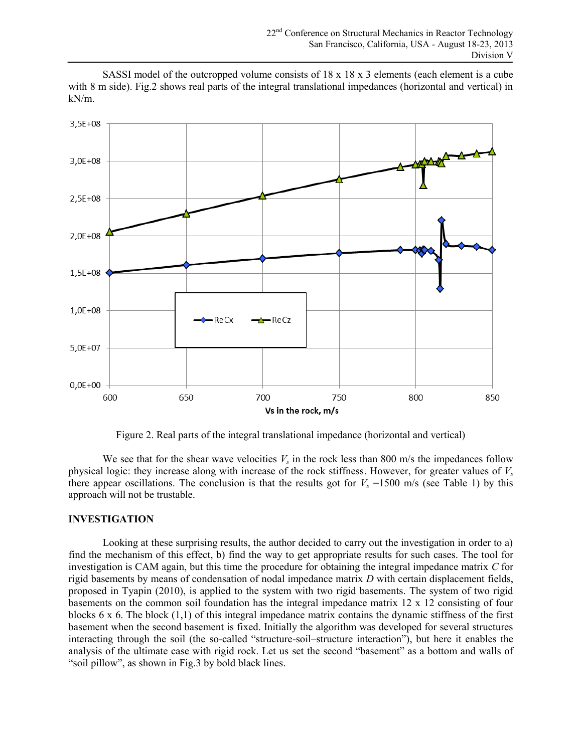SASSI model of the outcropped volume consists of 18 x 18 x 3 elements (each element is a cube with 8 m side). Fig.2 shows real parts of the integral translational impedances (horizontal and vertical) in kN/m.

Figure 2. Real parts of the integral translational impedance (horizontal and vertical)

We see that for the shear wave velocities $V_s$ in the rock less than 800 m/s the impedances follow physical logic: they increase along with increase of the rock stiffness. However, for greater values of $V_s$ there appear oscillations. The conclusion is that the results got for $V_s$ =1500 m/s (see Table 1) by this approach will not be trustable.

## INVESTIGATION

Looking at these surprising results, the author decided to carry out the investigation in order to a) find the mechanism of this effect, b) find the way to get appropriate results for such cases. The tool for investigation is CAM again, but this time the procedure for obtaining the integral impedance matrix *C* for rigid basements by means of condensation of nodal impedance matrix *D* with certain displacement fields, proposed in Tyapin (2010), is applied to the system with two rigid basements. The system of two rigid basements on the common soil foundation has the integral impedance matrix 12 x 12 consisting of four blocks 6 x 6. The block (1,1) of this integral impedance matrix contains the dynamic stiffness of the first basement when the second basement is fixed. Initially the algorithm was developed for several structures interacting through the soil (the so-called "structure-soil–structure interaction"), but here it enables the analysis of the ultimate case with rigid rock. Let us set the second "basement" as a bottom and walls of "soil pillow", as shown in Fig.3 by bold black lines.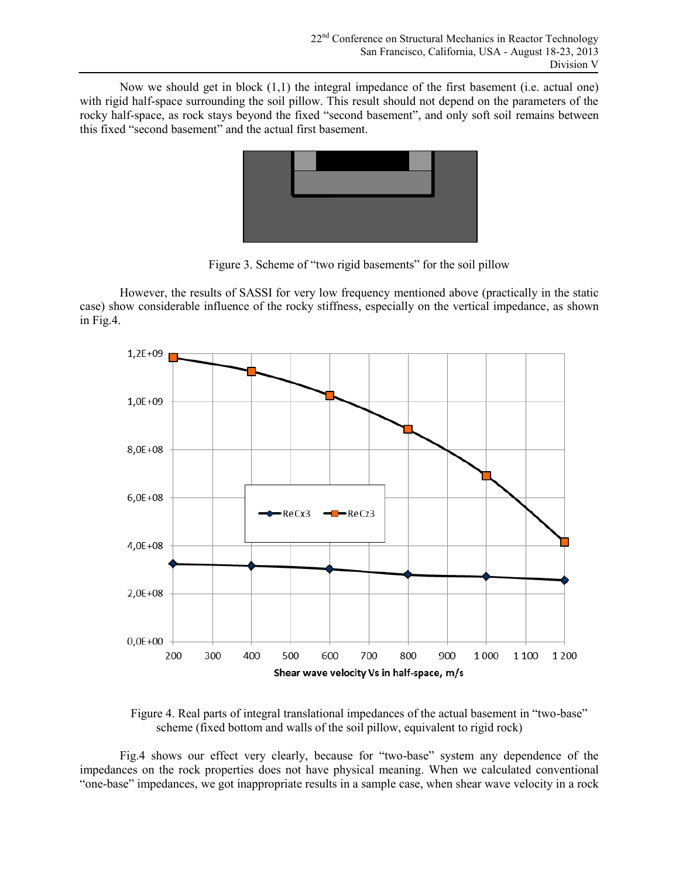Now we should get in block (1,1) the integral impedance of the first basement (i.e. actual one) with rigid half-space surrounding the soil pillow. This result should not depend on the parameters of the rocky half-space, as rock stays beyond the fixed "second basement", and only soft soil remains between this fixed "second basement" and the actual first basement.

Figure 3. Scheme of "two rigid basements" for the soil pillow

However, the results of SASSI for very low frequency mentioned above (practically in the static case) show considerable influence of the rocky stiffness, especially on the vertical impedance, as shown in Fig.4.

Figure 4. Real parts of integral translational impedances of the actual basement in "two-base" scheme (fixed bottom and walls of the soil pillow, equivalent to rigid rock)

Fig.4 shows our effect very clearly, because for "two-base" system any dependence of the impedances on the rock properties does not have physical meaning. When we calculated conventional "one-base" impedances, we got inappropriate results in a sample case, when shear wave velocity in a rock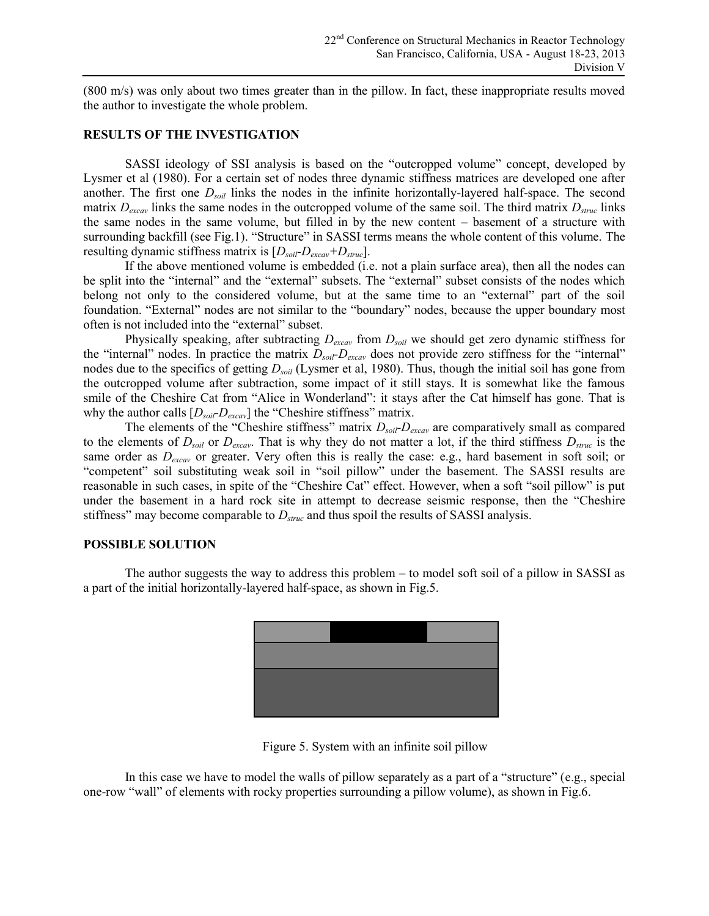(800 m/s) was only about two times greater than in the pillow. In fact, these inappropriate results moved the author to investigate the whole problem.

## RESULTS OF THE INVESTIGATION

SASSI ideology of SSI analysis is based on the "outcropped volume" concept, developed by Lysmer et al (1980). For a certain set of nodes three dynamic stiffness matrices are developed one after another. The first one $D_{soil}$ links the nodes in the infinite horizontally-layered half-space. The second matrix $D_{excav}$ links the same nodes in the outcropped volume of the same soil. The third matrix $D_{struc}$ links the same nodes in the same volume, but filled in by the new content – basement of a structure with surrounding backfill (see Fig.1). "Structure" in SASSI terms means the whole content of this volume. The resulting dynamic stiffness matrix is $[D_{soil}-D_{excav}+D_{struc}]$.

If the above mentioned volume is embedded (i.e. not a plain surface area), then all the nodes can be split into the "internal" and the "external" subsets. The "external" subset consists of the nodes which belong not only to the considered volume, but at the same time to an "external" part of the soil foundation. "External" nodes are not similar to the "boundary" nodes, because the upper boundary most often is not included into the "external" subset.

Physically speaking, after subtracting $D_{excav}$ from $D_{soil}$ we should get zero dynamic stiffness for the "internal" nodes. In practice the matrix $D_{soil}-D_{excav}$ does not provide zero stiffness for the "internal" nodes due to the specifics of getting $D_{soil}$ (Lysmer et al, 1980). Thus, though the initial soil has gone from the outcropped volume after subtraction, some impact of it still stays. It is somewhat like the famous smile of the Cheshire Cat from "Alice in Wonderland": it stays after the Cat himself has gone. That is why the author calls $[D_{soil}-D_{excav}]$ the "Cheshire stiffness" matrix.

The elements of the "Cheshire stiffness" matrix $D_{soil}-D_{excav}$ are comparatively small as compared to the elements of $D_{soil}$ or $D_{excav}$. That is why they do not matter a lot, if the third stiffness $D_{struc}$ is the same order as $D_{excav}$ or greater. Very often this is really the case: e.g., hard basement in soft soil; or "competent" soil substituting weak soil in "soil pillow" under the basement. The SASSI results are reasonable in such cases, in spite of the "Cheshire Cat" effect. However, when a soft "soil pillow" is put under the basement in a hard rock site in attempt to decrease seismic response, then the "Cheshire stiffness" may become comparable to $D_{struc}$ and thus spoil the results of SASSI analysis.

## POSSIBLE SOLUTION

The author suggests the way to address this problem – to model soft soil of a pillow in SASSI as a part of the initial horizontally-layered half-space, as shown in Fig.5.

Figure 5. System with an infinite soil pillow

In this case we have to model the walls of pillow separately as a part of a "structure" (e.g., special one-row "wall" of elements with rocky properties surrounding a pillow volume), as shown in Fig.6.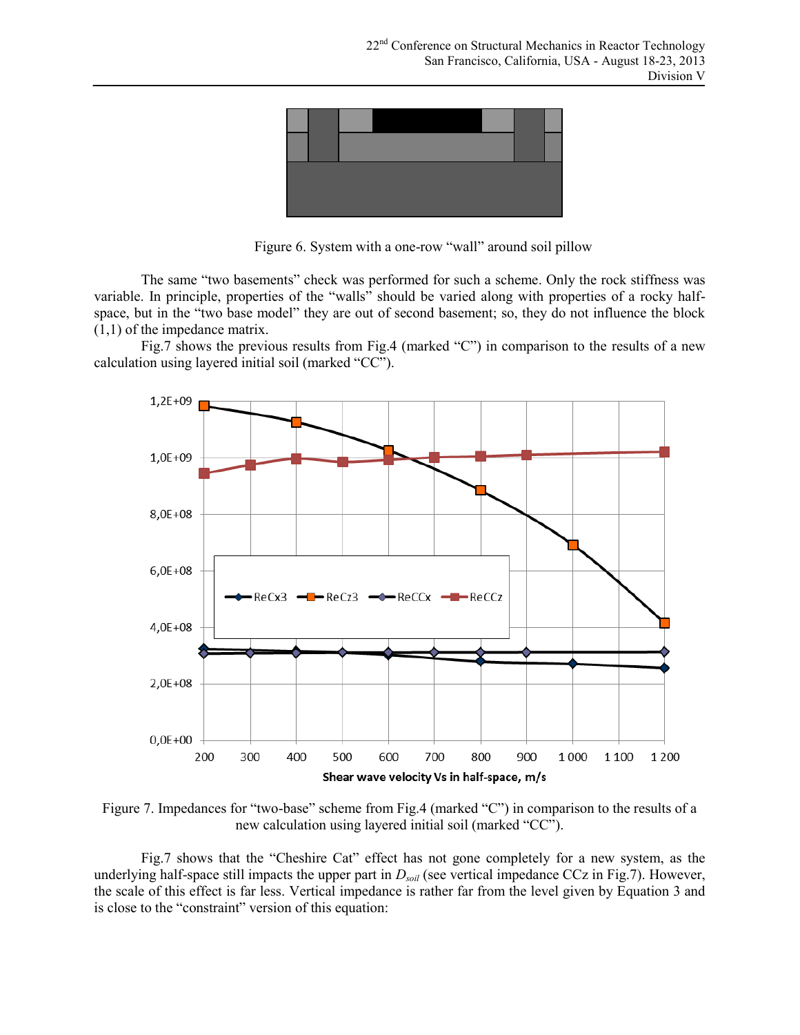Figure 6. System with a one-row “wall” around soil pillow

The same “two basements” check was performed for such a scheme. Only the rock stiffness was variable. In principle, properties of the “walls” should be varied along with properties of a rocky half-space, but in the “two base model” they are out of second basement; so, they do not influence the block (1,1) of the impedance matrix.

Fig.7 shows the previous results from Fig.4 (marked “C”) in comparison to the results of a new calculation using layered initial soil (marked “CC”).

Figure 7. Impedances for “two-base” scheme from Fig.4 (marked “C”) in comparison to the results of a new calculation using layered initial soil (marked “CC”).

Fig.7 shows that the “Cheshire Cat” effect has not gone completely for a new system, as the underlying half-space still impacts the upper part in $D_{soil}$ (see vertical impedance CCz in Fig.7). However, the scale of this effect is far less. Vertical impedance is rather far from the level given by Equation 3 and is close to the “constraint” version of this equation: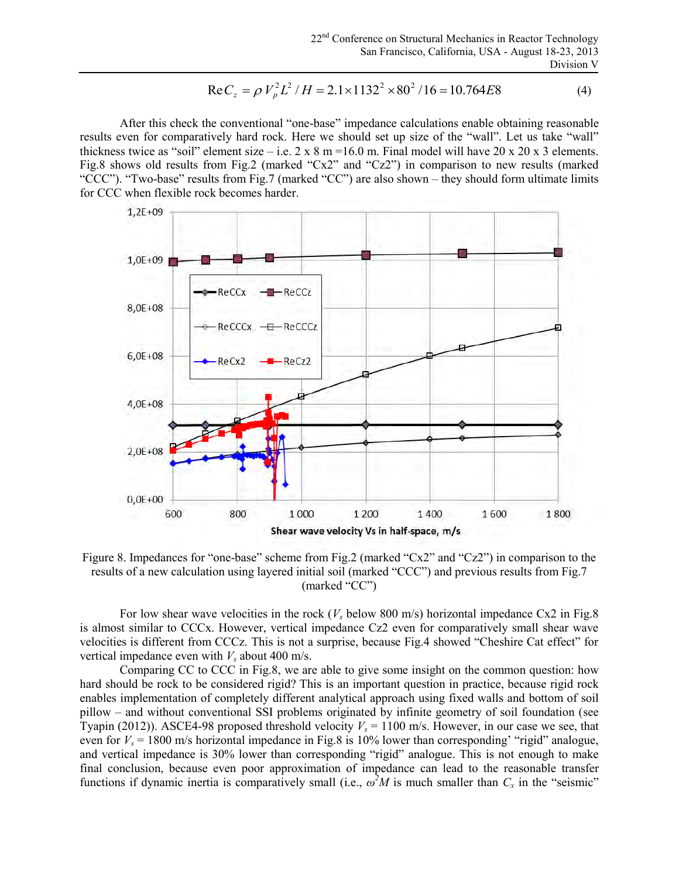$$\operatorname{Re} C_z = \rho V_p^2 L^2 / H = 2.1 \times 1132^2 \times 80^2 / 16 = 10.764E8 \quad (4)$$

After this check the conventional "one-base" impedance calculations enable obtaining reasonable results even for comparatively hard rock. Here we should set up size of the "wall". Let us take "wall" thickness twice as "soil" element size – i.e. 2 x 8 m =16.0 m. Final model will have 20 x 20 x 3 elements. Fig.8 shows old results from Fig.2 (marked "Cx2" and "Cz2") in comparison to new results (marked "CCC"). "Two-base" results from Fig.7 (marked "CC") are also shown – they should form ultimate limits for CCC when flexible rock becomes harder.

Figure 8. Impedances for "one-base" scheme from Fig.2 (marked "Cx2" and "Cz2") in comparison to the results of a new calculation using layered initial soil (marked "CCC") and previous results from Fig.7 (marked "CC")

For low shear wave velocities in the rock ($V_s$ below 800 m/s) horizontal impedance Cx2 in Fig.8 is almost similar to CCCx. However, vertical impedance Cz2 even for comparatively small shear wave velocities is different from CCCz. This is not a surprise, because Fig.4 showed "Cheshire Cat effect" for vertical impedance even with $V_s$ about 400 m/s.

Comparing CC to CCC in Fig.8, we are able to give some insight on the common question: how hard should be rock to be considered rigid? This is an important question in practice, because rigid rock enables implementation of completely different analytical approach using fixed walls and bottom of soil pillow – and without conventional SSI problems originated by infinite geometry of soil foundation (see Tyapin (2012)). ASCE4-98 proposed threshold velocity $V_s$ = 1100 m/s. However, in our case we see, that even for $V_s$ = 1800 m/s horizontal impedance in Fig.8 is 10% lower than corresponding' "rigid" analogue, and vertical impedance is 30% lower than corresponding "rigid" analogue. This is not enough to make final conclusion, because even poor approximation of impedance can lead to the reasonable transfer functions if dynamic inertia is comparatively small (i.e., $\omega^2 M$ is much smaller than $C_x$ in the "seismic"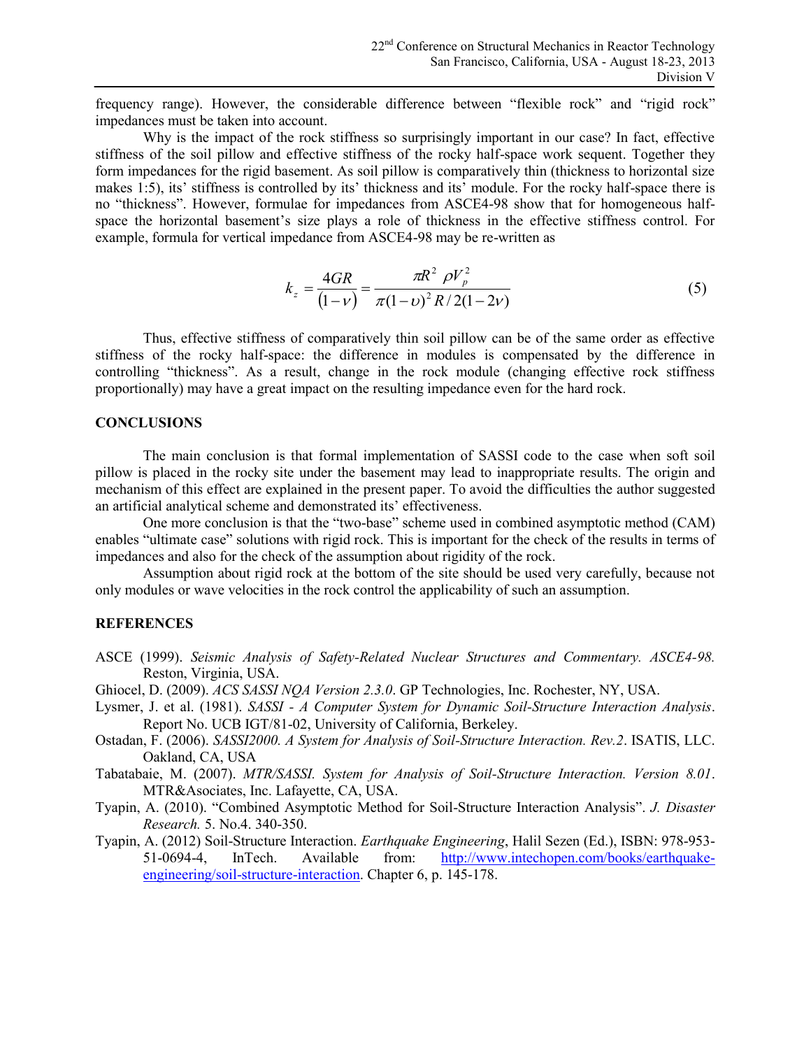frequency range). However, the considerable difference between "flexible rock" and "rigid rock" impedances must be taken into account.

Why is the impact of the rock stiffness so surprisingly important in our case? In fact, effective stiffness of the soil pillow and effective stiffness of the rocky half-space work sequent. Together they form impedances for the rigid basement. As soil pillow is comparatively thin (thickness to horizontal size makes 1:5), its' stiffness is controlled by its' thickness and its' module. For the rocky half-space there is no "thickness". However, formulae for impedances from ASCE4-98 show that for homogeneous half-space the horizontal basement's size plays a role of thickness in the effective stiffness control. For example, formula for vertical impedance from ASCE4-98 may be re-written as

$$k_z = \frac{4GR}{(1-\nu)} = \frac{\pi R^2 \ \rho V_p^2}{\pi(1-\upsilon)^2 R / 2(1-2\nu)} \tag{5}$$

Thus, effective stiffness of comparatively thin soil pillow can be of the same order as effective stiffness of the rocky half-space: the difference in modules is compensated by the difference in controlling "thickness". As a result, change in the rock module (changing effective rock stiffness proportionally) may have a great impact on the resulting impedance even for the hard rock.

## CONCLUSIONS

The main conclusion is that formal implementation of SASSI code to the case when soft soil pillow is placed in the rocky site under the basement may lead to inappropriate results. The origin and mechanism of this effect are explained in the present paper. To avoid the difficulties the author suggested an artificial analytical scheme and demonstrated its' effectiveness.

One more conclusion is that the "two-base" scheme used in combined asymptotic method (CAM) enables "ultimate case" solutions with rigid rock. This is important for the check of the results in terms of impedances and also for the check of the assumption about rigidity of the rock.

Assumption about rigid rock at the bottom of the site should be used very carefully, because not only modules or wave velocities in the rock control the applicability of such an assumption.

## REFERENCES

ASCE (1999). *Seismic Analysis of Safety-Related Nuclear Structures and Commentary. ASCE4-98.* Reston, Virginia, USA.

Ghiocel, D. (2009). *ACS SASSI NQA Version 2.3.0*. GP Technologies, Inc. Rochester, NY, USA.

Lysmer, J. et al. (1981). *SASSI - A Computer System for Dynamic Soil-Structure Interaction Analysis*. Report No. UCB IGT/81-02, University of California, Berkeley.

Ostadan, F. (2006). *SASSI2000. A System for Analysis of Soil-Structure Interaction. Rev.2*. ISATIS, LLC. Oakland, CA, USA

Tabatabaie, M. (2007). *MTR/SASSI. System for Analysis of Soil-Structure Interaction. Version 8.01*. MTR&Asociates, Inc. Lafayette, CA, USA.

Tyapin, A. (2010). "Combined Asymptotic Method for Soil-Structure Interaction Analysis". *J. Disaster Research.* 5. No.4. 340-350.

Tyapin, A. (2012) Soil-Structure Interaction. *Earthquake Engineering*, Halil Sezen (Ed.), ISBN: 978-953-51-0694-4, InTech. Available from: http://www.intechopen.com/books/earthquake-engineering/soil-structure-interaction. Chapter 6, p. 145-178.